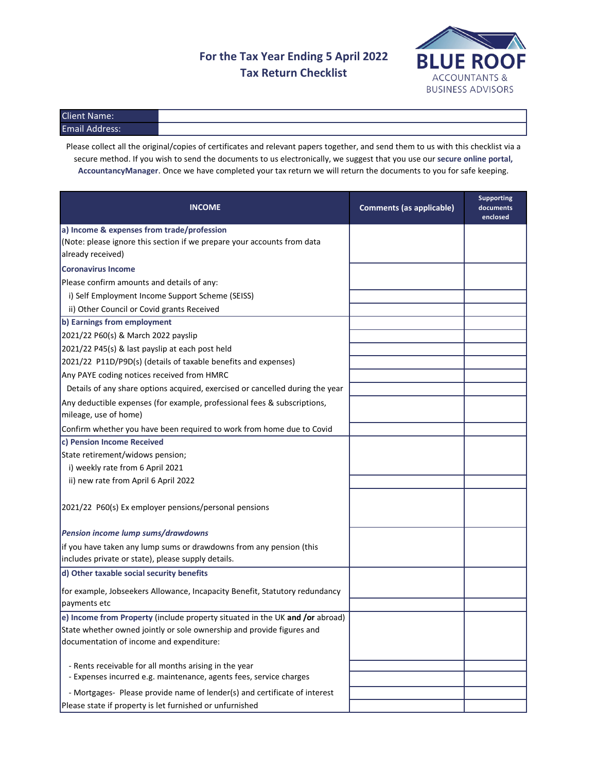# For the Tax Year Ending 5 April 2022
## Tax Return Checklist

BLUE ROOF ACCOUNTANTS & BUSINESS ADVISORS

| Client Name: | |
|---|---|
| Email Address: | |

Please collect all the original/copies of certificates and relevant papers together, and send them to us with this checklist via a secure method. If you wish to send the documents to us electronically, we suggest that you use our **secure online portal, AccountancyManager**. Once we have completed your tax return we will return the documents to you for safe keeping.

| INCOME | Comments (as applicable) | Supporting documents enclosed |
|---|---|---|
| **a) Income & expenses from trade/profession**<br>(Note: please ignore this section if we prepare your accounts from data already received) | | |
| **Coronavirus Income**<br>Please confirm amounts and details of any: | | |
| i) Self Employment Income Support Scheme (SEISS) | | |
| ii) Other Council or Covid grants Received | | |
| **b) Earnings from employment** | | |
| 2021/22 P60(s) & March 2022 payslip | | |
| 2021/22 P45(s) & last payslip at each post held | | |
| 2021/22 P11D/P9D(s) (details of taxable benefits and expenses) | | |
| Any PAYE coding notices received from HMRC | | |
| Details of any share options acquired, exercised or cancelled during the year | | |
| Any deductible expenses (for example, professional fees & subscriptions, mileage, use of home) | | |
| Confirm whether you have been required to work from home due to Covid | | |
| **c) Pension Income Received**<br>State retirement/widows pension;<br>i) weekly rate from 6 April 2021 | | |
| ii) new rate from April 6 April 2022 | | |
| 2021/22 P60(s) Ex employer pensions/personal pensions | | |
| ***Pension income lump sums/drawdowns***<br>if you have taken any lump sums or drawdowns from any pension (this includes private or state), please supply details. | | |
| **d) Other taxable social security benefits**<br>for example, Jobseekers Allowance, Incapacity Benefit, Statutory redundancy | | |
| payments etc | | |
| **e) Income from Property** (include property situated in the UK **and /or** abroad)<br>State whether owned jointly or sole ownership and provide figures and documentation of income and expenditure: | | |
| - Rents receivable for all months arising in the year | | |
| - Expenses incurred e.g. maintenance, agents fees, service charges | | |
| - Mortgages- Please provide name of lender(s) and certificate of interest | | |
| Please state if property is let furnished or unfurnished | | |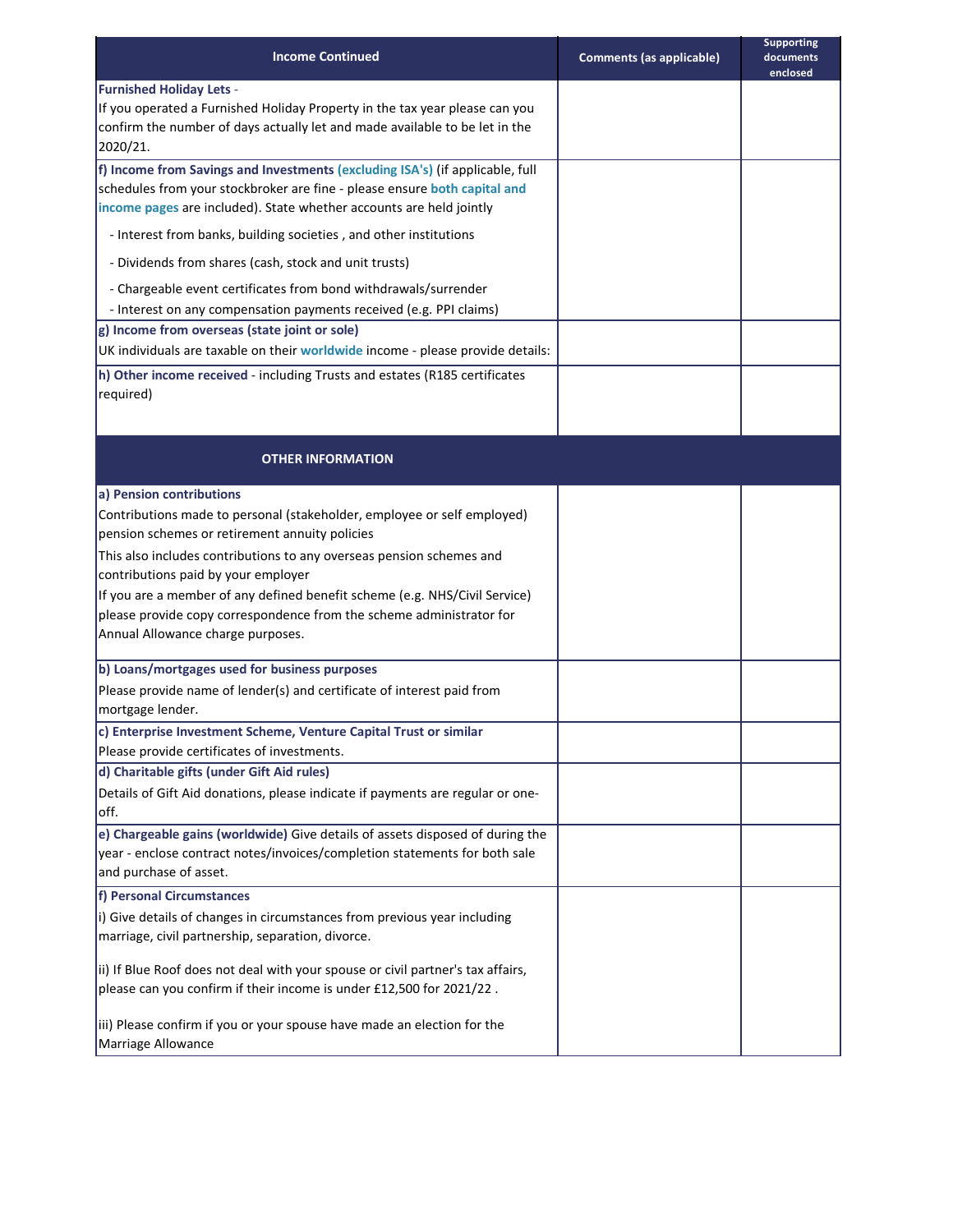| Income Continued | Comments (as applicable) | Supporting documents enclosed |
|---|---|---|
| **Furnished Holiday Lets** - If you operated a Furnished Holiday Property in the tax year please can you confirm the number of days actually let and made available to be let in the 2020/21. | | |
| **f) Income from Savings and Investments (excluding ISA's)** (if applicable, full schedules from your stockbroker are fine - please ensure **both capital and income pages** are included). State whether accounts are held jointly<br>- Interest from banks, building societies , and other institutions<br>- Dividends from shares (cash, stock and unit trusts)<br>- Chargeable event certificates from bond withdrawals/surrender<br>- Interest on any compensation payments received (e.g. PPI claims) | | |
| **g) Income from overseas (state joint or sole)** UK individuals are taxable on their **worldwide** income - please provide details: | | |
| **h) Other income received** - including Trusts and estates (R185 certificates required) | | |

| OTHER INFORMATION | | |
|---|---|---|
| **a) Pension contributions**<br>Contributions made to personal (stakeholder, employee or self employed) pension schemes or retirement annuity policies<br>This also includes contributions to any overseas pension schemes and contributions paid by your employer<br>If you are a member of any defined benefit scheme (e.g. NHS/Civil Service) please provide copy correspondence from the scheme administrator for Annual Allowance charge purposes. | | |
| **b) Loans/mortgages used for business purposes**<br>Please provide name of lender(s) and certificate of interest paid from mortgage lender. | | |
| **c) Enterprise Investment Scheme, Venture Capital Trust or similar**<br>Please provide certificates of investments. | | |
| **d) Charitable gifts (under Gift Aid rules)**<br>Details of Gift Aid donations, please indicate if payments are regular or one-off. | | |
| **e) Chargeable gains (worldwide)** Give details of assets disposed of during the year - enclose contract notes/invoices/completion statements for both sale and purchase of asset. | | |
| **f) Personal Circumstances**<br>i) Give details of changes in circumstances from previous year including marriage, civil partnership, separation, divorce.<br>ii) If Blue Roof does not deal with your spouse or civil partner's tax affairs, please can you confirm if their income is under £12,500 for 2021/22 .<br>iii) Please confirm if you or your spouse have made an election for the Marriage Allowance | | |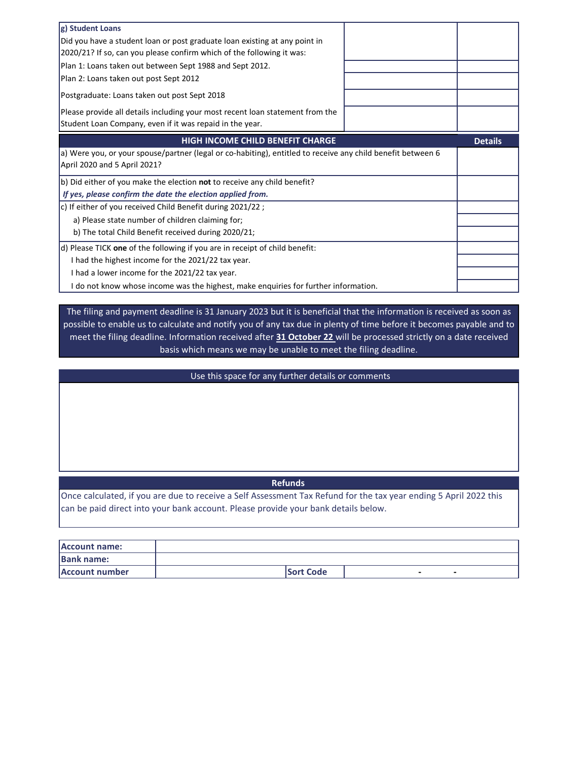| | | |
|---|---|---|
| **g) Student Loans** | | |
| Did you have a student loan or post graduate loan existing at any point in 2020/21? If so, can you please confirm which of the following it was: | | |
| Plan 1: Loans taken out between Sept 1988 and Sept 2012. | | |
| Plan 2: Loans taken out post Sept 2012 | | |
| Postgraduate: Loans taken out post Sept 2018 | | |
| Please provide all details including your most recent loan statement from the Student Loan Company, even if it was repaid in the year. | | |

| HIGH INCOME CHILD BENEFIT CHARGE | Details |
|---|---|
| a) Were you, or your spouse/partner (legal or co-habiting), entitled to receive any child benefit between 6 April 2020 and 5 April 2021? | |
| b) Did either of you make the election **not** to receive any child benefit? *If yes, please confirm the date the election applied from.* | |
| c) If either of you received Child Benefit during 2021/22 ; | |
| a) Please state number of children claiming for; | |
| b) The total Child Benefit received during 2020/21; | |
| d) Please TICK **one** of the following if you are in receipt of child benefit: | |
| I had the highest income for the 2021/22 tax year. | |
| I had a lower income for the 2021/22 tax year. | |
| I do not know whose income was the highest, make enquiries for further information. | |

The filing and payment deadline is 31 January 2023 but it is beneficial that the information is received as soon as possible to enable us to calculate and notify you of any tax due in plenty of time before it becomes payable and to meet the filing deadline. Information received after **31 October 22** will be processed strictly on a date received basis which means we may be unable to meet the filing deadline.

Use this space for any further details or comments

**Refunds**

Once calculated, if you are due to receive a Self Assessment Tax Refund for the tax year ending 5 April 2022 this can be paid direct into your bank account. Please provide your bank details below.

| | | | |
|---|---|---|---|
| **Account name:** | | | |
| **Bank name:** | | | |
| **Account number** | | **Sort Code** | - - |